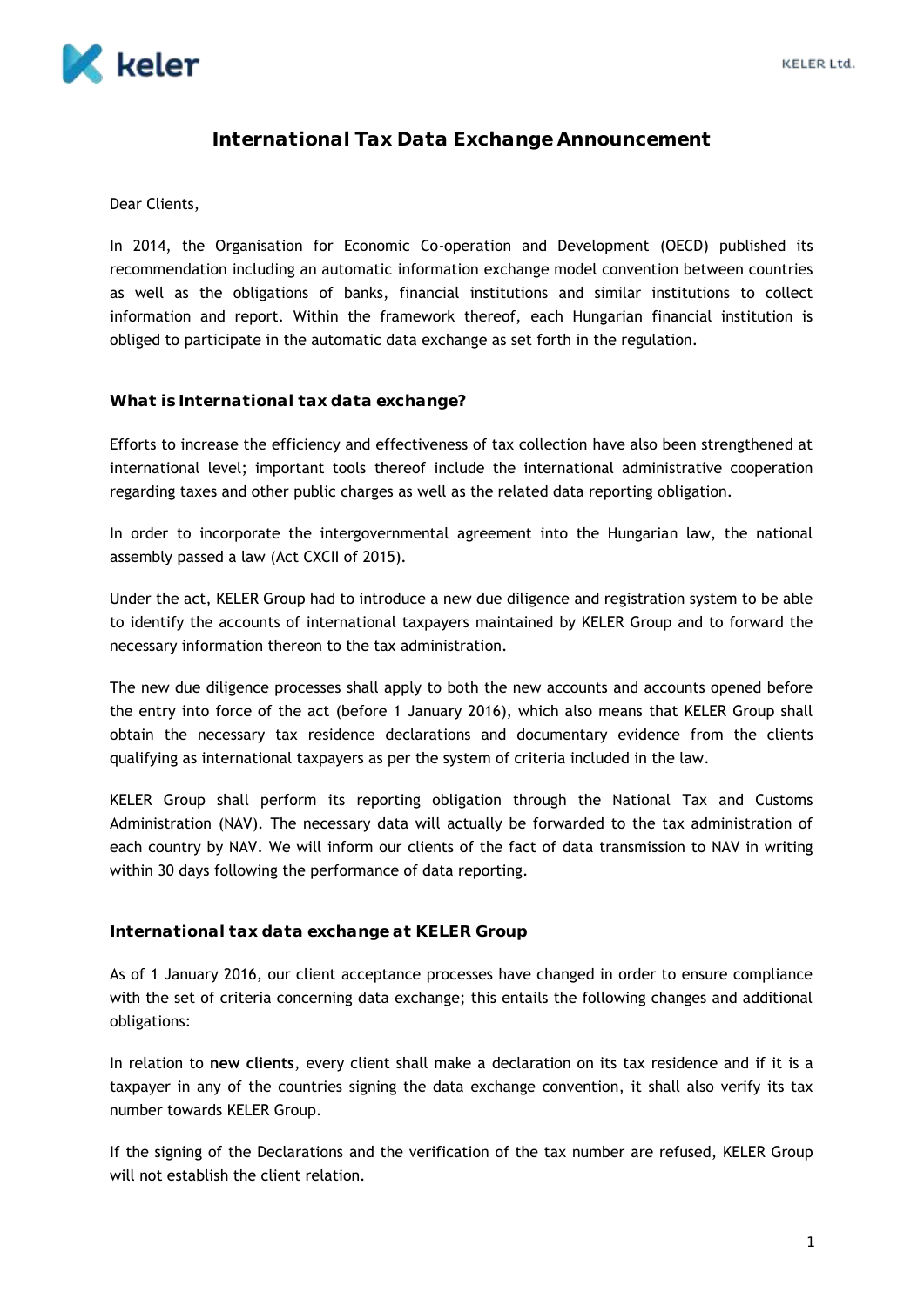# International Tax Data Exchange Announcement

Dear Clients,

In 2014, the Organisation for Economic Co-operation and Development (OECD) published its recommendation including an automatic information exchange model convention between countries as well as the obligations of banks, financial institutions and similar institutions to collect information and report. Within the framework thereof, each Hungarian financial institution is obliged to participate in the automatic data exchange as set forth in the regulation.

## What is International tax data exchange?

Efforts to increase the efficiency and effectiveness of tax collection have also been strengthened at international level; important tools thereof include the international administrative cooperation regarding taxes and other public charges as well as the related data reporting obligation.

In order to incorporate the intergovernmental agreement into the Hungarian law, the national assembly passed a law (Act CXCII of 2015).

Under the act, KELER Group had to introduce a new due diligence and registration system to be able to identify the accounts of international taxpayers maintained by KELER Group and to forward the necessary information thereon to the tax administration.

The new due diligence processes shall apply to both the new accounts and accounts opened before the entry into force of the act (before 1 January 2016), which also means that KELER Group shall obtain the necessary tax residence declarations and documentary evidence from the clients qualifying as international taxpayers as per the system of criteria included in the law.

KELER Group shall perform its reporting obligation through the National Tax and Customs Administration (NAV). The necessary data will actually be forwarded to the tax administration of each country by NAV. We will inform our clients of the fact of data transmission to NAV in writing within 30 days following the performance of data reporting.

## International tax data exchange at KELER Group

As of 1 January 2016, our client acceptance processes have changed in order to ensure compliance with the set of criteria concerning data exchange; this entails the following changes and additional obligations:

In relation to **new clients**, every client shall make a declaration on its tax residence and if it is a taxpayer in any of the countries signing the data exchange convention, it shall also verify its tax number towards KELER Group.

If the signing of the Declarations and the verification of the tax number are refused, KELER Group will not establish the client relation.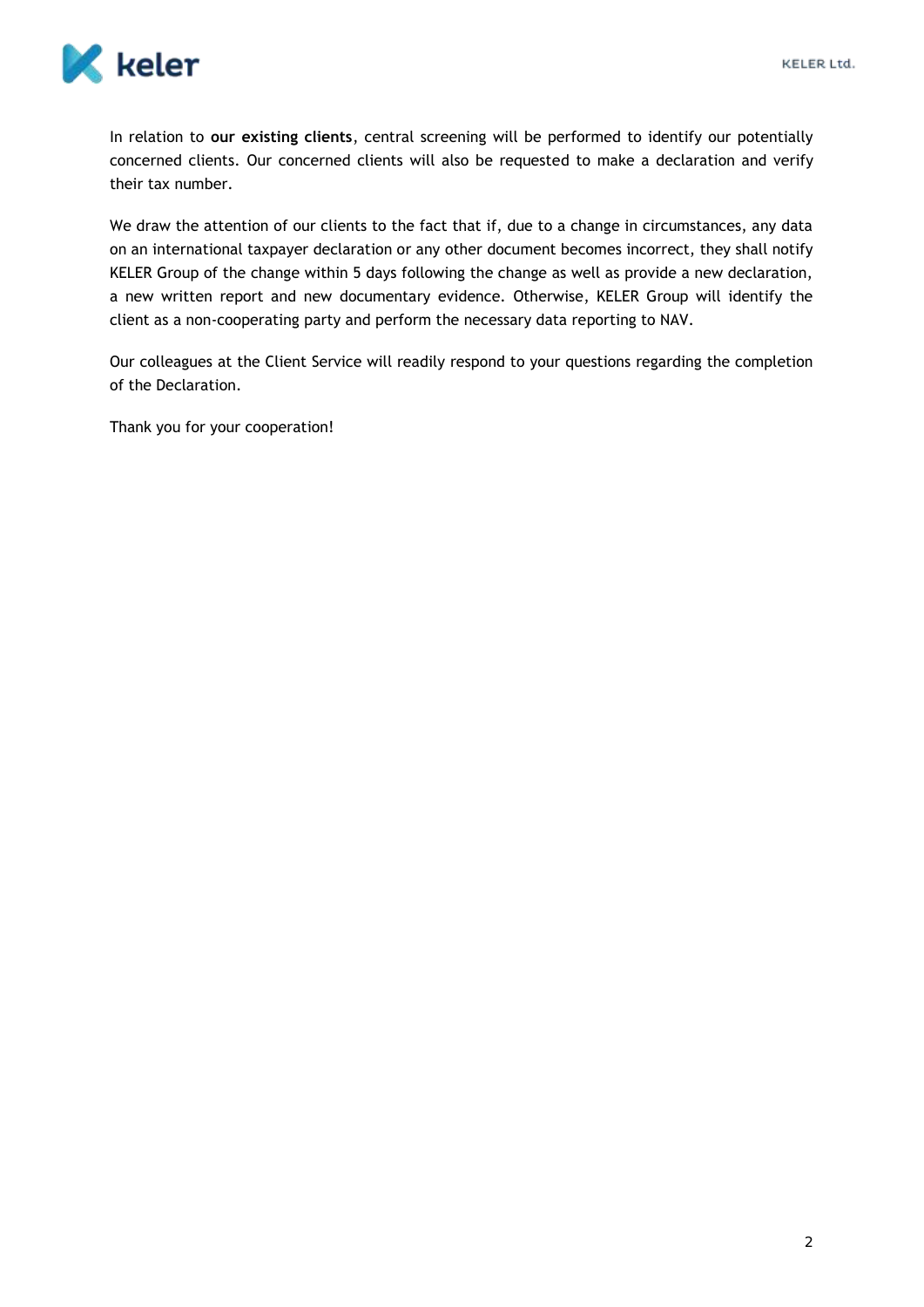In relation to **our existing clients**, central screening will be performed to identify our potentially concerned clients. Our concerned clients will also be requested to make a declaration and verify their tax number.

We draw the attention of our clients to the fact that if, due to a change in circumstances, any data on an international taxpayer declaration or any other document becomes incorrect, they shall notify KELER Group of the change within 5 days following the change as well as provide a new declaration, a new written report and new documentary evidence. Otherwise, KELER Group will identify the client as a non-cooperating party and perform the necessary data reporting to NAV.

Our colleagues at the Client Service will readily respond to your questions regarding the completion of the Declaration.

Thank you for your cooperation!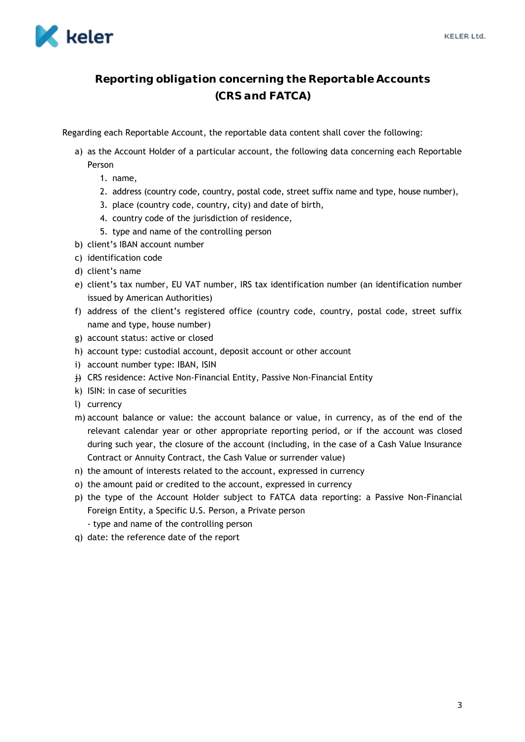# Reporting obligation concerning the Reportable Accounts (CRS and FATCA)

Regarding each Reportable Account, the reportable data content shall cover the following:

a) as the Account Holder of a particular account, the following data concerning each Reportable Person
   1. name,
   2. address (country code, country, postal code, street suffix name and type, house number),
   3. place (country code, country, city) and date of birth,
   4. country code of the jurisdiction of residence,
   5. type and name of the controlling person

b) client's IBAN account number

c) identification code

d) client's name

e) client's tax number, EU VAT number, IRS tax identification number (an identification number issued by American Authorities)

f) address of the client's registered office (country code, country, postal code, street suffix name and type, house number)

g) account status: active or closed

h) account type: custodial account, deposit account or other account

i) account number type: IBAN, ISIN

j) CRS residence: Active Non-Financial Entity, Passive Non-Financial Entity

k) ISIN: in case of securities

l) currency

m) account balance or value: the account balance or value, in currency, as of the end of the relevant calendar year or other appropriate reporting period, or if the account was closed during such year, the closure of the account (including, in the case of a Cash Value Insurance Contract or Annuity Contract, the Cash Value or surrender value)

n) the amount of interests related to the account, expressed in currency

o) the amount paid or credited to the account, expressed in currency

p) the type of the Account Holder subject to FATCA data reporting: a Passive Non-Financial Foreign Entity, a Specific U.S. Person, a Private person
   - type and name of the controlling person

q) date: the reference date of the report